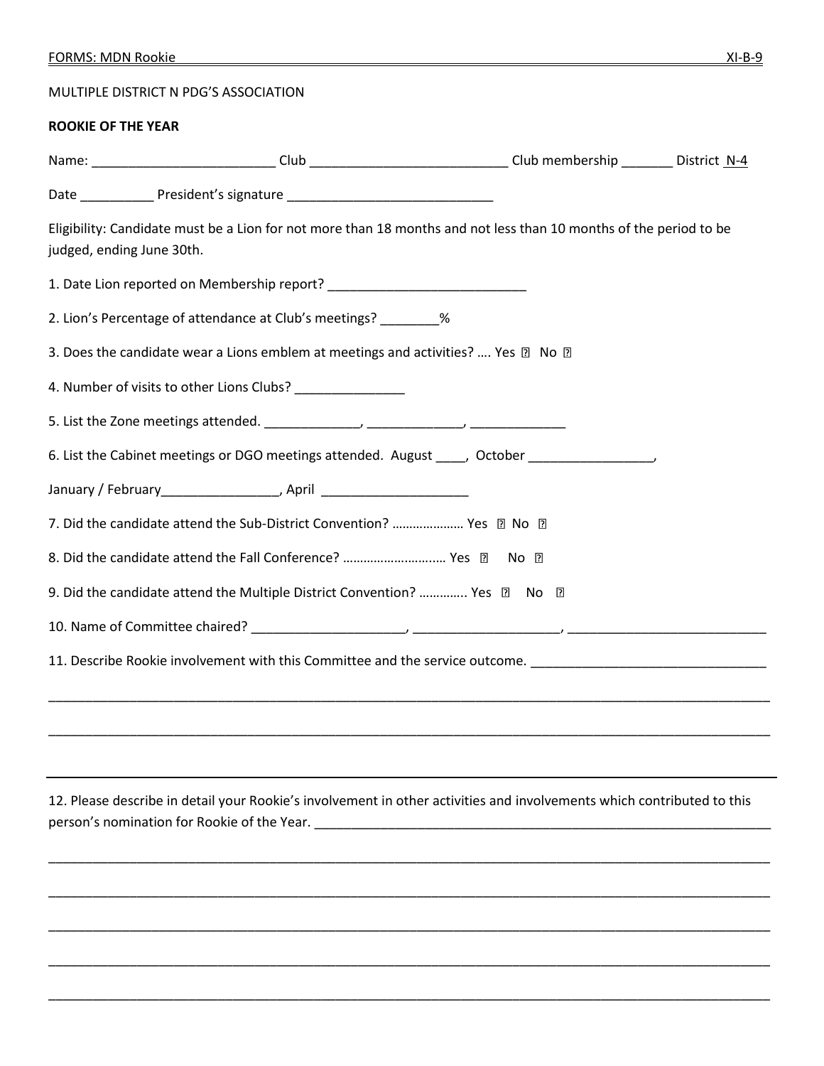MULTIPLE DISTRICT N PDG'S ASSOCIATION

**ROOKIE OF THE YEAR**

Name: _________________________ Club ___________________________ Club membership _______ District N-4

Date __________ President's signature ____________________________

Eligibility: Candidate must be a Lion for not more than 18 months and not less than 10 months of the period to be judged, ending June 30th.

1. Date Lion reported on Membership report? ___________________________

2. Lion's Percentage of attendance at Club's meetings? ________%

3. Does the candidate wear a Lions emblem at meetings and activities? …. Yes ☐ No ☐

4. Number of visits to other Lions Clubs? _______________

5. List the Zone meetings attended. _____________, _____________, _____________

6. List the Cabinet meetings or DGO meetings attended. August ____, October _________________,

January / February________________, April ____________________

7. Did the candidate attend the Sub-District Convention? ………………… Yes ☐ No ☐

8. Did the candidate attend the Fall Conference? ……………………….. Yes ☐ No ☐

9. Did the candidate attend the Multiple District Convention? …………. Yes ☐ No ☐

10. Name of Committee chaired? _____________________, ____________________, ___________________________

11. Describe Rookie involvement with this Committee and the service outcome. ________________________________

_____________________________________________________________________________________________

_____________________________________________________________________________________________

---

12. Please describe in detail your Rookie's involvement in other activities and involvements which contributed to this person's nomination for Rookie of the Year. _________________________________________________________________

_____________________________________________________________________________________________

_____________________________________________________________________________________________

_____________________________________________________________________________________________

_____________________________________________________________________________________________

_____________________________________________________________________________________________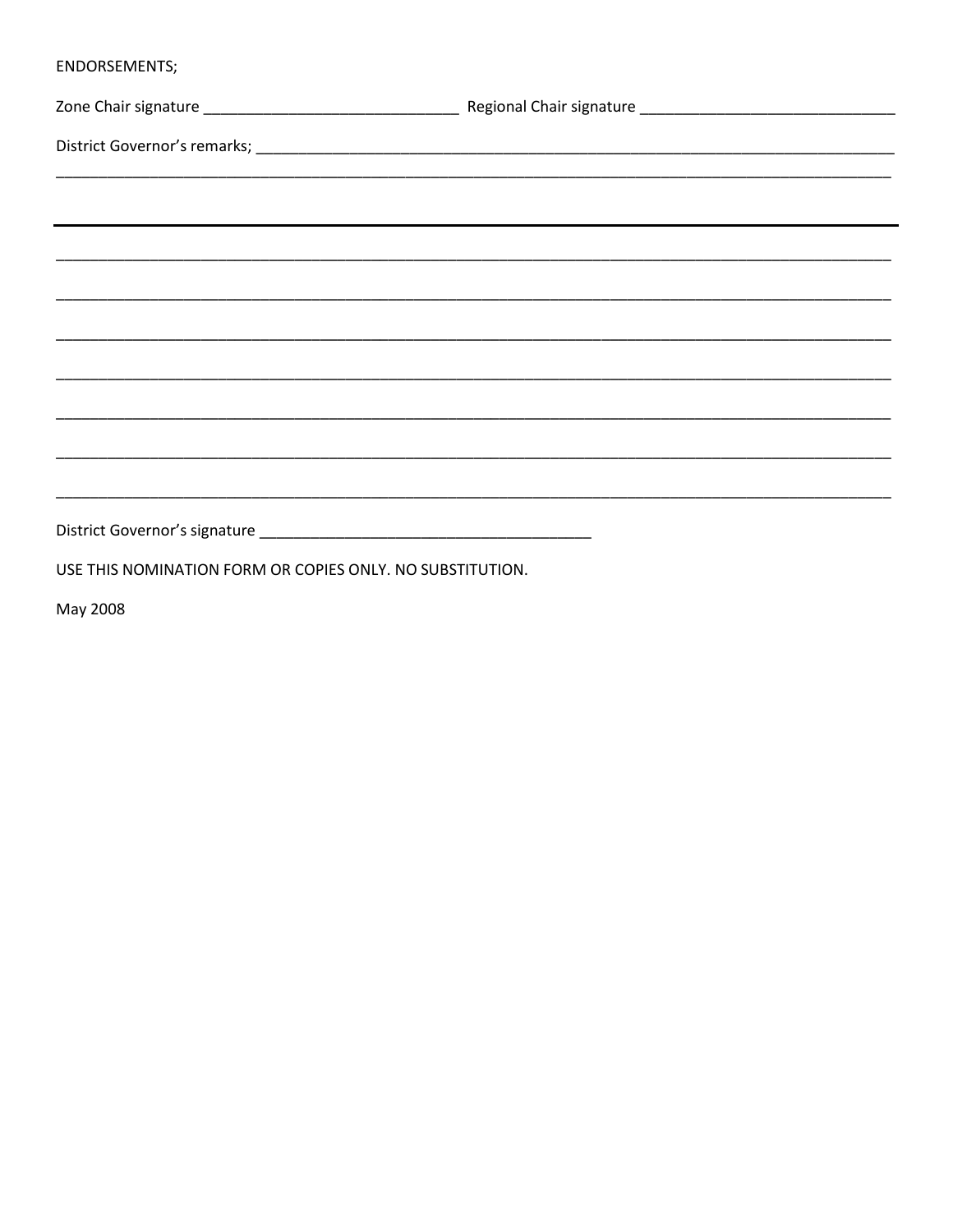ENDORSEMENTS;

Zone Chair signature ______________________________ Regional Chair signature ______________________________

District Governor's remarks; ________________________________________________________________________________

_____________________________________________________________________________________________________

---

_____________________________________________________________________________________________________

_____________________________________________________________________________________________________

_____________________________________________________________________________________________________

_____________________________________________________________________________________________________

_____________________________________________________________________________________________________

_____________________________________________________________________________________________________

_____________________________________________________________________________________________________

District Governor's signature ________________________________________

USE THIS NOMINATION FORM OR COPIES ONLY. NO SUBSTITUTION.

May 2008